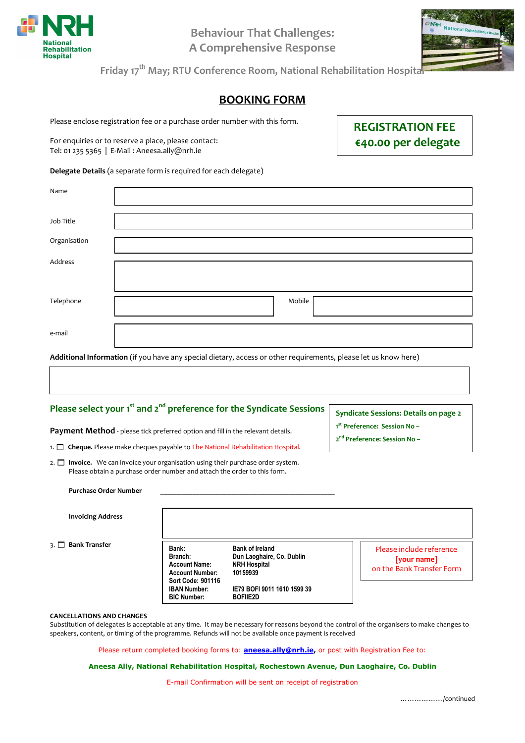**National Rehabilitation Hospital**

# Behaviour That Challenges: A Comprehensive Response

Friday 17th May; RTU Conference Room, National Rehabilitation Hospital

## BOOKING FORM

Please enclose registration fee or a purchase order number with this form.

For enquiries or to reserve a place, please contact:
Tel: 01 235 5365 | E-Mail : Aneesa.ally@nrh.ie

**REGISTRATION FEE**
**€40.00 per delegate**

**Delegate Details** (a separate form is required for each delegate)

| | |
|---|---|
| Name | |
| Job Title | |
| Organisation | |
| Address | |
| Telephone | Mobile |
| e-mail | |

**Additional Information** (if you have any special dietary, access or other requirements, please let us know here)

### Please select your 1st and 2nd preference for the Syndicate Sessions

**Syndicate Sessions: Details on page 2**
1st Preference: Session No –
2nd Preference: Session No –

**Payment Method** - please tick preferred option and fill in the relevant details.

1. ☐ **Cheque.** Please make cheques payable to The National Rehabilitation Hospital.
2. ☐ **Invoice.** We can invoice your organisation using their purchase order system. Please obtain a purchase order number and attach the order to this form.

   **Purchase Order Number** ________________________________________________

   **Invoicing Address**

3. ☐ **Bank Transfer**

| | |
|---|---|
| Bank: | Bank of Ireland |
| Branch: | Dun Laoghaire, Co. Dublin |
| Account Name: | NRH Hospital |
| Account Number: | 10159939 |
| Sort Code: 901116 | |
| IBAN Number: | IE79 BOFI 9011 1610 1599 39 |
| BIC Number: | BOFIIE2D |

Please include reference **[your name]** on the Bank Transfer Form

**CANCELLATIONS AND CHANGES**
Substitution of delegates is acceptable at any time. It may be necessary for reasons beyond the control of the organisers to make changes to speakers, content, or timing of the programme. Refunds will not be available once payment is received

Please return completed booking forms to: **aneesa.ally@nrh.ie**, or post with Registration Fee to:

**Aneesa Ally, National Rehabilitation Hospital, Rochestown Avenue, Dun Laoghaire, Co. Dublin**

E-mail Confirmation will be sent on receipt of registration

………………/continued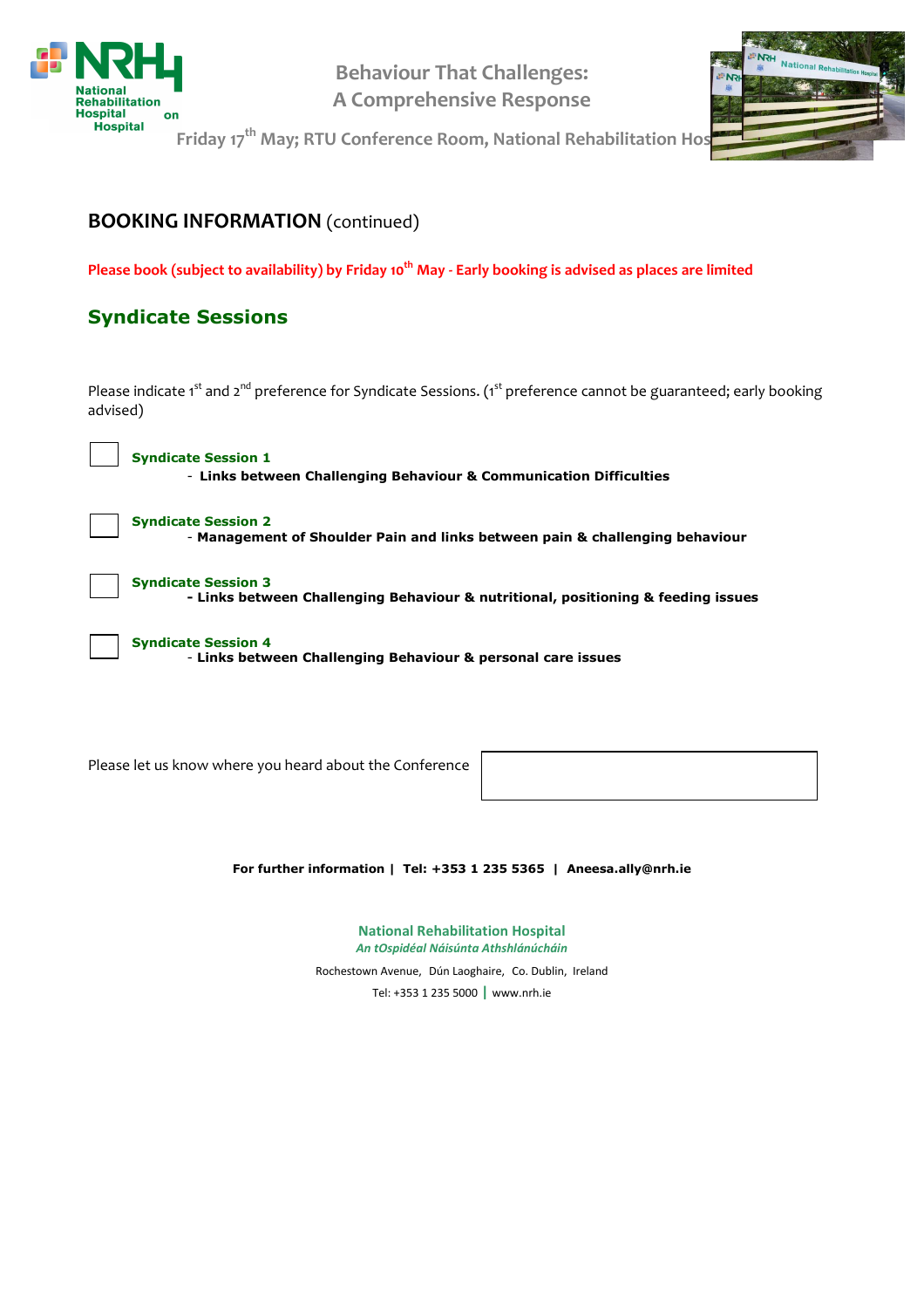## BOOKING INFORMATION (continued)

**Please book (subject to availability) by Friday 10th May - Early booking is advised as places are limited**

## Syndicate Sessions

Please indicate 1st and 2nd preference for Syndicate Sessions. (1st preference cannot be guaranteed; early booking advised)

☐ **Syndicate Session 1**
- **Links between Challenging Behaviour & Communication Difficulties**

☐ **Syndicate Session 2**
- **Management of Shoulder Pain and links between pain & challenging behaviour**

☐ **Syndicate Session 3**
- **Links between Challenging Behaviour & nutritional, positioning & feeding issues**

☐ **Syndicate Session 4**
- **Links between Challenging Behaviour & personal care issues**

Please let us know where you heard about the Conference ______________________

**For further information | Tel: +353 1 235 5365 | Aneesa.ally@nrh.ie**

**National Rehabilitation Hospital**
*An tOspidéal Náisúnta Athshlánúcháin*
Rochestown Avenue, Dún Laoghaire, Co. Dublin, Ireland
Tel: +353 1 235 5000 | www.nrh.ie